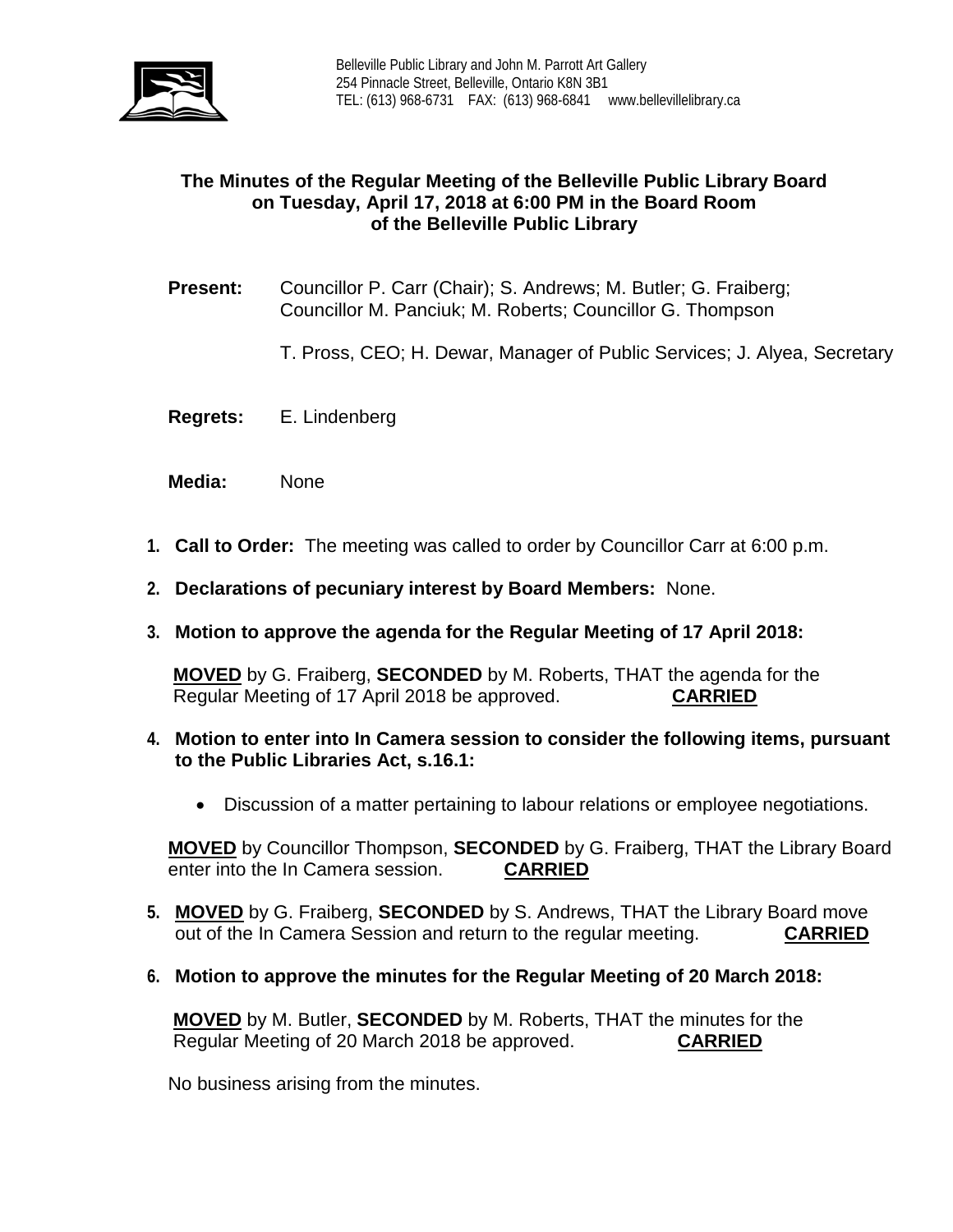Belleville Public Library and John M. Parrott Art Gallery
254 Pinnacle Street, Belleville, Ontario K8N 3B1
TEL: (613) 968-6731 FAX: (613) 968-6841 www.bellevillelibrary.ca

# The Minutes of the Regular Meeting of the Belleville Public Library Board on Tuesday, April 17, 2018 at 6:00 PM in the Board Room of the Belleville Public Library

**Present:** Councillor P. Carr (Chair); S. Andrews; M. Butler; G. Fraiberg; Councillor M. Panciuk; M. Roberts; Councillor G. Thompson

T. Pross, CEO; H. Dewar, Manager of Public Services; J. Alyea, Secretary

**Regrets:** E. Lindenberg

**Media:** None

1. **Call to Order:** The meeting was called to order by Councillor Carr at 6:00 p.m.

2. **Declarations of pecuniary interest by Board Members:** None.

3. **Motion to approve the agenda for the Regular Meeting of 17 April 2018:**

   **MOVED** by G. Fraiberg, **SECONDED** by M. Roberts, THAT the agenda for the Regular Meeting of 17 April 2018 be approved. **CARRIED**

4. **Motion to enter into In Camera session to consider the following items, pursuant to the Public Libraries Act, s.16.1:**

   - Discussion of a matter pertaining to labour relations or employee negotiations.

   **MOVED** by Councillor Thompson, **SECONDED** by G. Fraiberg, THAT the Library Board enter into the In Camera session. **CARRIED**

5. **MOVED** by G. Fraiberg, **SECONDED** by S. Andrews, THAT the Library Board move out of the In Camera Session and return to the regular meeting. **CARRIED**

6. **Motion to approve the minutes for the Regular Meeting of 20 March 2018:**

   **MOVED** by M. Butler, **SECONDED** by M. Roberts, THAT the minutes for the Regular Meeting of 20 March 2018 be approved. **CARRIED**

   No business arising from the minutes.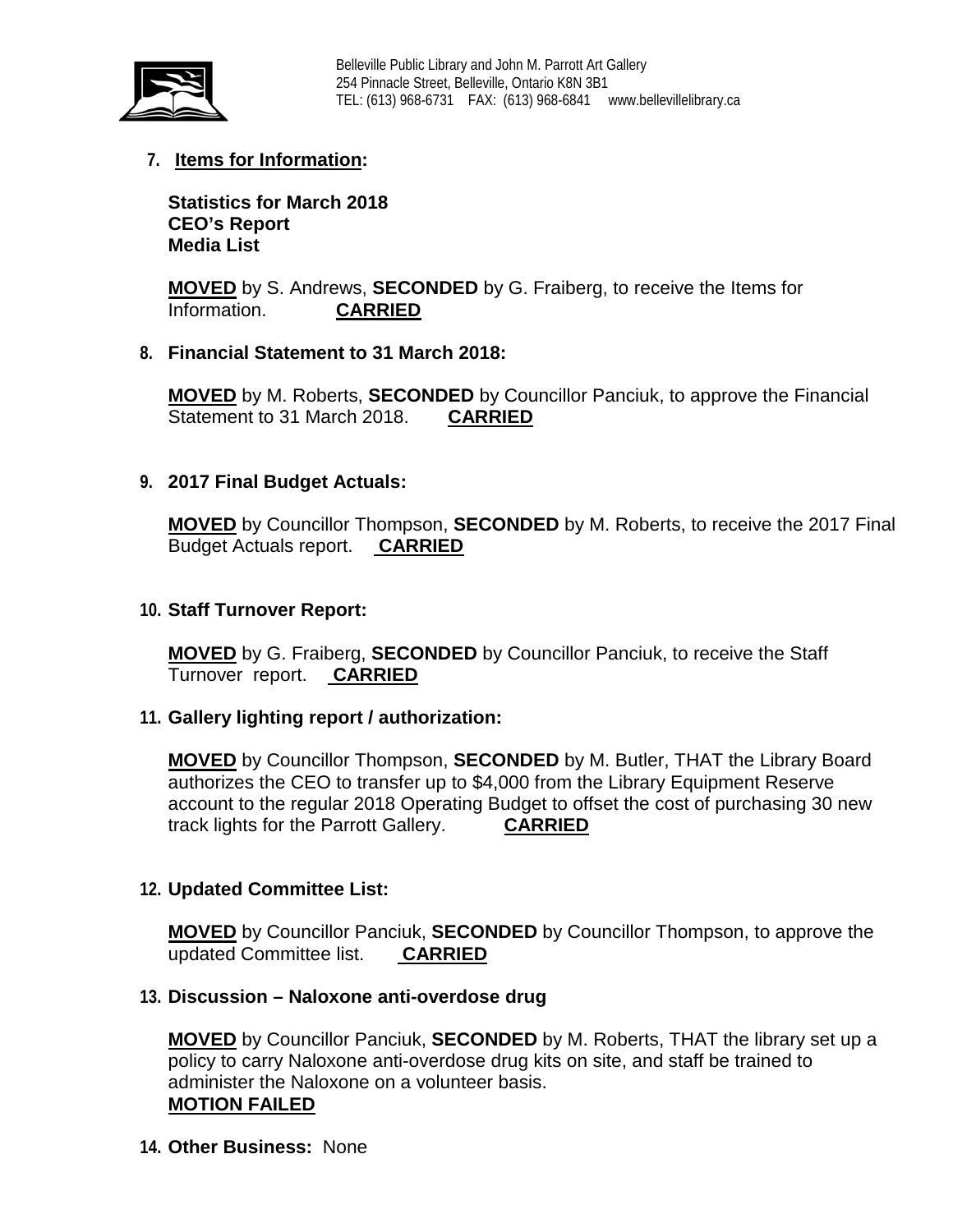Belleville Public Library and John M. Parrott Art Gallery
254 Pinnacle Street, Belleville, Ontario K8N 3B1
TEL: (613) 968-6731 FAX: (613) 968-6841 www.bellevillelibrary.ca

7. **Items for Information:**

   **Statistics for March 2018**
   **CEO's Report**
   **Media List**

   **MOVED** by S. Andrews, **SECONDED** by G. Fraiberg, to receive the Items for Information. **CARRIED**

8. **Financial Statement to 31 March 2018:**

   **MOVED** by M. Roberts, **SECONDED** by Councillor Panciuk, to approve the Financial Statement to 31 March 2018. **CARRIED**

9. **2017 Final Budget Actuals:**

   **MOVED** by Councillor Thompson, **SECONDED** by M. Roberts, to receive the 2017 Final Budget Actuals report. **CARRIED**

10. **Staff Turnover Report:**

    **MOVED** by G. Fraiberg, **SECONDED** by Councillor Panciuk, to receive the Staff Turnover report. **CARRIED**

11. **Gallery lighting report / authorization:**

    **MOVED** by Councillor Thompson, **SECONDED** by M. Butler, THAT the Library Board authorizes the CEO to transfer up to $4,000 from the Library Equipment Reserve account to the regular 2018 Operating Budget to offset the cost of purchasing 30 new track lights for the Parrott Gallery. **CARRIED**

12. **Updated Committee List:**

    **MOVED** by Councillor Panciuk, **SECONDED** by Councillor Thompson, to approve the updated Committee list. **CARRIED**

13. **Discussion – Naloxone anti-overdose drug**

    **MOVED** by Councillor Panciuk, **SECONDED** by M. Roberts, THAT the library set up a policy to carry Naloxone anti-overdose drug kits on site, and staff be trained to administer the Naloxone on a volunteer basis.
    **MOTION FAILED**

14. **Other Business:** None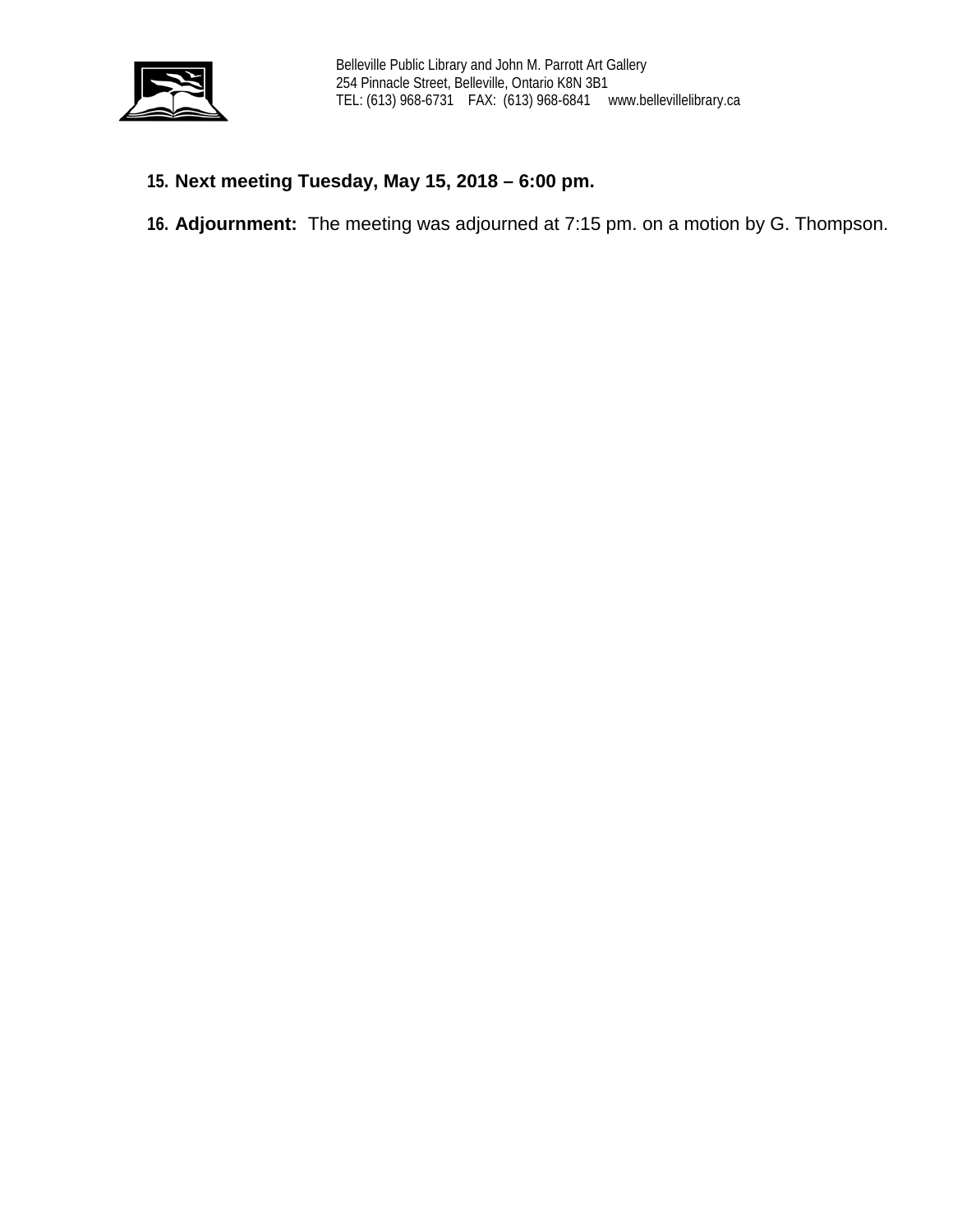**15. Next meeting Tuesday, May 15, 2018 – 6:00 pm.**

**16. Adjournment:** The meeting was adjourned at 7:15 pm. on a motion by G. Thompson.